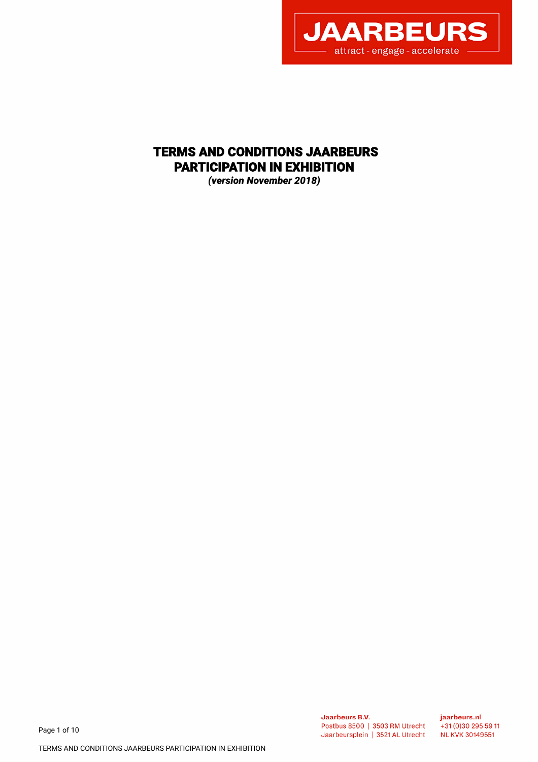# TERMS AND CONDITIONS JAARBEURS PARTICIPATION IN EXHIBITION

***(version November 2018)***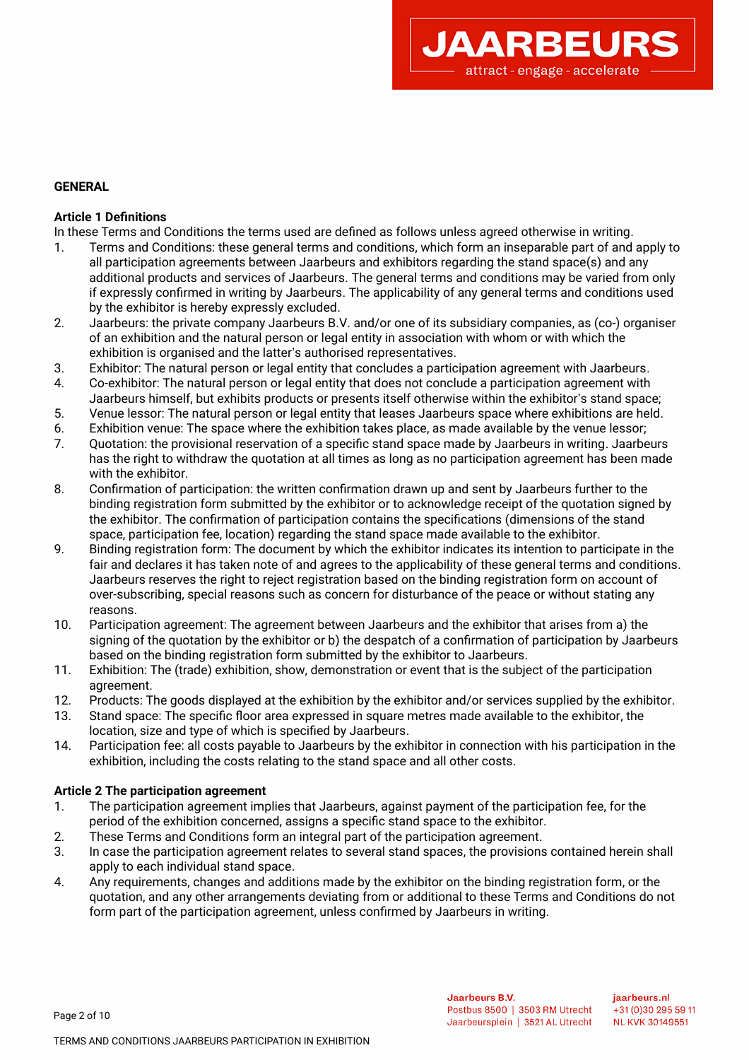## GENERAL

### Article 1 Definitions

In these Terms and Conditions the terms used are defined as follows unless agreed otherwise in writing.

1. Terms and Conditions: these general terms and conditions, which form an inseparable part of and apply to all participation agreements between Jaarbeurs and exhibitors regarding the stand space(s) and any additional products and services of Jaarbeurs. The general terms and conditions may be varied from only if expressly confirmed in writing by Jaarbeurs. The applicability of any general terms and conditions used by the exhibitor is hereby expressly excluded.
2. Jaarbeurs: the private company Jaarbeurs B.V. and/or one of its subsidiary companies, as (co-) organiser of an exhibition and the natural person or legal entity in association with whom or with which the exhibition is organised and the latter's authorised representatives.
3. Exhibitor: The natural person or legal entity that concludes a participation agreement with Jaarbeurs.
4. Co-exhibitor: The natural person or legal entity that does not conclude a participation agreement with Jaarbeurs himself, but exhibits products or presents itself otherwise within the exhibitor's stand space;
5. Venue lessor: The natural person or legal entity that leases Jaarbeurs space where exhibitions are held.
6. Exhibition venue: The space where the exhibition takes place, as made available by the venue lessor;
7. Quotation: the provisional reservation of a specific stand space made by Jaarbeurs in writing. Jaarbeurs has the right to withdraw the quotation at all times as long as no participation agreement has been made with the exhibitor.
8. Confirmation of participation: the written confirmation drawn up and sent by Jaarbeurs further to the binding registration form submitted by the exhibitor or to acknowledge receipt of the quotation signed by the exhibitor. The confirmation of participation contains the specifications (dimensions of the stand space, participation fee, location) regarding the stand space made available to the exhibitor.
9. Binding registration form: The document by which the exhibitor indicates its intention to participate in the fair and declares it has taken note of and agrees to the applicability of these general terms and conditions. Jaarbeurs reserves the right to reject registration based on the binding registration form on account of over-subscribing, special reasons such as concern for disturbance of the peace or without stating any reasons.
10. Participation agreement: The agreement between Jaarbeurs and the exhibitor that arises from a) the signing of the quotation by the exhibitor or b) the despatch of a confirmation of participation by Jaarbeurs based on the binding registration form submitted by the exhibitor to Jaarbeurs.
11. Exhibition: The (trade) exhibition, show, demonstration or event that is the subject of the participation agreement.
12. Products: The goods displayed at the exhibition by the exhibitor and/or services supplied by the exhibitor.
13. Stand space: The specific floor area expressed in square metres made available to the exhibitor, the location, size and type of which is specified by Jaarbeurs.
14. Participation fee: all costs payable to Jaarbeurs by the exhibitor in connection with his participation in the exhibition, including the costs relating to the stand space and all other costs.

### Article 2 The participation agreement

1. The participation agreement implies that Jaarbeurs, against payment of the participation fee, for the period of the exhibition concerned, assigns a specific stand space to the exhibitor.
2. These Terms and Conditions form an integral part of the participation agreement.
3. In case the participation agreement relates to several stand spaces, the provisions contained herein shall apply to each individual stand space.
4. Any requirements, changes and additions made by the exhibitor on the binding registration form, or the quotation, and any other arrangements deviating from or additional to these Terms and Conditions do not form part of the participation agreement, unless confirmed by Jaarbeurs in writing.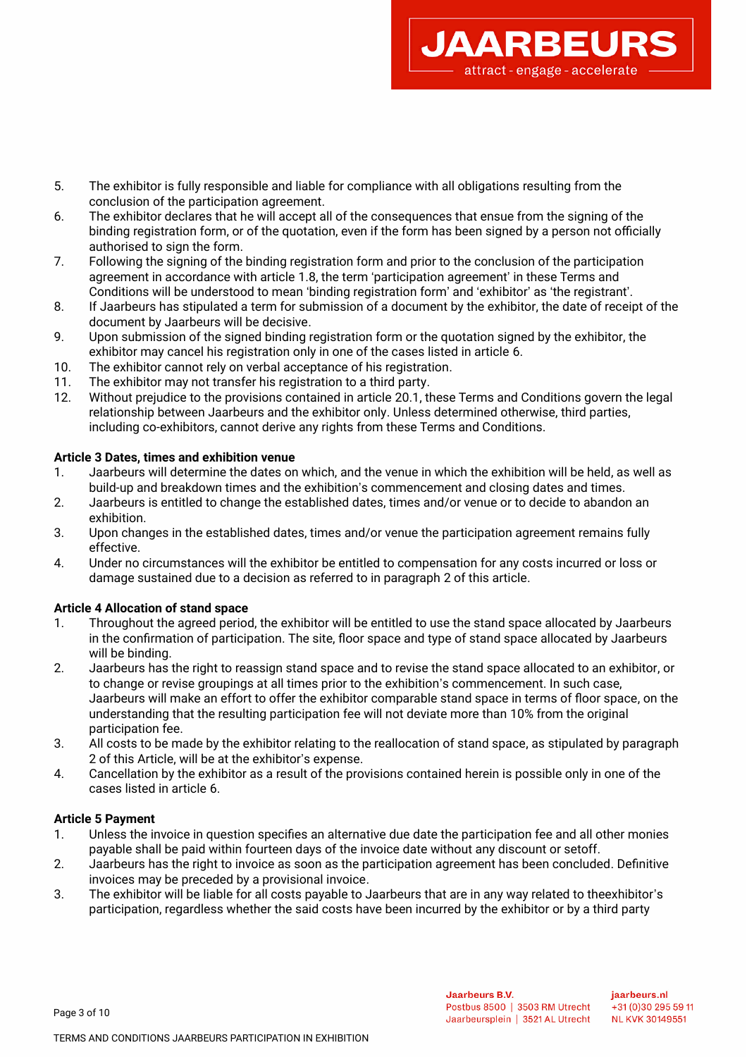5. The exhibitor is fully responsible and liable for compliance with all obligations resulting from the conclusion of the participation agreement.
6. The exhibitor declares that he will accept all of the consequences that ensue from the signing of the binding registration form, or of the quotation, even if the form has been signed by a person not officially authorised to sign the form.
7. Following the signing of the binding registration form and prior to the conclusion of the participation agreement in accordance with article 1.8, the term 'participation agreement' in these Terms and Conditions will be understood to mean 'binding registration form' and 'exhibitor' as 'the registrant'.
8. If Jaarbeurs has stipulated a term for submission of a document by the exhibitor, the date of receipt of the document by Jaarbeurs will be decisive.
9. Upon submission of the signed binding registration form or the quotation signed by the exhibitor, the exhibitor may cancel his registration only in one of the cases listed in article 6.
10. The exhibitor cannot rely on verbal acceptance of his registration.
11. The exhibitor may not transfer his registration to a third party.
12. Without prejudice to the provisions contained in article 20.1, these Terms and Conditions govern the legal relationship between Jaarbeurs and the exhibitor only. Unless determined otherwise, third parties, including co-exhibitors, cannot derive any rights from these Terms and Conditions.

**Article 3 Dates, times and exhibition venue**

1. Jaarbeurs will determine the dates on which, and the venue in which the exhibition will be held, as well as build-up and breakdown times and the exhibition's commencement and closing dates and times.
2. Jaarbeurs is entitled to change the established dates, times and/or venue or to decide to abandon an exhibition.
3. Upon changes in the established dates, times and/or venue the participation agreement remains fully effective.
4. Under no circumstances will the exhibitor be entitled to compensation for any costs incurred or loss or damage sustained due to a decision as referred to in paragraph 2 of this article.

**Article 4 Allocation of stand space**

1. Throughout the agreed period, the exhibitor will be entitled to use the stand space allocated by Jaarbeurs in the confirmation of participation. The site, floor space and type of stand space allocated by Jaarbeurs will be binding.
2. Jaarbeurs has the right to reassign stand space and to revise the stand space allocated to an exhibitor, or to change or revise groupings at all times prior to the exhibition's commencement. In such case, Jaarbeurs will make an effort to offer the exhibitor comparable stand space in terms of floor space, on the understanding that the resulting participation fee will not deviate more than 10% from the original participation fee.
3. All costs to be made by the exhibitor relating to the reallocation of stand space, as stipulated by paragraph 2 of this Article, will be at the exhibitor's expense.
4. Cancellation by the exhibitor as a result of the provisions contained herein is possible only in one of the cases listed in article 6.

**Article 5 Payment**

1. Unless the invoice in question specifies an alternative due date the participation fee and all other monies payable shall be paid within fourteen days of the invoice date without any discount or setoff.
2. Jaarbeurs has the right to invoice as soon as the participation agreement has been concluded. Definitive invoices may be preceded by a provisional invoice.
3. The exhibitor will be liable for all costs payable to Jaarbeurs that are in any way related to theexhibitor's participation, regardless whether the said costs have been incurred by the exhibitor or by a third party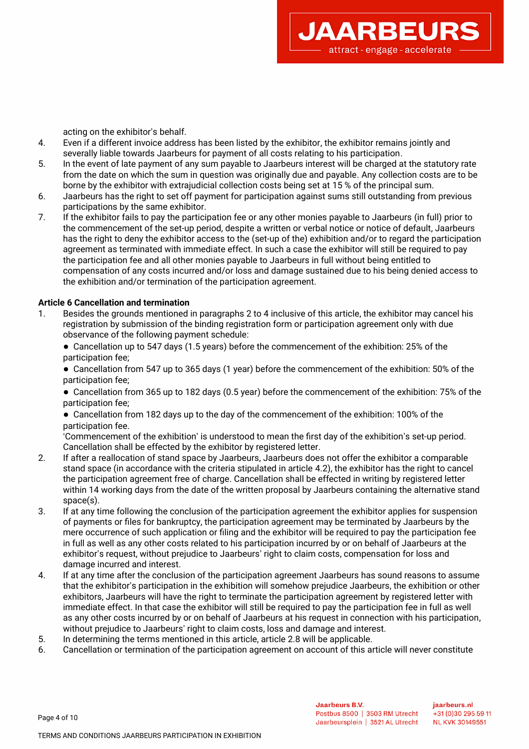acting on the exhibitor's behalf.

4. Even if a different invoice address has been listed by the exhibitor, the exhibitor remains jointly and severally liable towards Jaarbeurs for payment of all costs relating to his participation.
5. In the event of late payment of any sum payable to Jaarbeurs interest will be charged at the statutory rate from the date on which the sum in question was originally due and payable. Any collection costs are to be borne by the exhibitor with extrajudicial collection costs being set at 15 % of the principal sum.
6. Jaarbeurs has the right to set off payment for participation against sums still outstanding from previous participations by the same exhibitor.
7. If the exhibitor fails to pay the participation fee or any other monies payable to Jaarbeurs (in full) prior to the commencement of the set-up period, despite a written or verbal notice or notice of default, Jaarbeurs has the right to deny the exhibitor access to the (set-up of the) exhibition and/or to regard the participation agreement as terminated with immediate effect. In such a case the exhibitor will still be required to pay the participation fee and all other monies payable to Jaarbeurs in full without being entitled to compensation of any costs incurred and/or loss and damage sustained due to his being denied access to the exhibition and/or termination of the participation agreement.

**Article 6 Cancellation and termination**

1. Besides the grounds mentioned in paragraphs 2 to 4 inclusive of this article, the exhibitor may cancel his registration by submission of the binding registration form or participation agreement only with due observance of the following payment schedule:
   - Cancellation up to 547 days (1.5 years) before the commencement of the exhibition: 25% of the participation fee;
   - Cancellation from 547 up to 365 days (1 year) before the commencement of the exhibition: 50% of the participation fee;
   - Cancellation from 365 up to 182 days (0.5 year) before the commencement of the exhibition: 75% of the participation fee;
   - Cancellation from 182 days up to the day of the commencement of the exhibition: 100% of the participation fee.

   'Commencement of the exhibition' is understood to mean the first day of the exhibition's set-up period. Cancellation shall be effected by the exhibitor by registered letter.
2. If after a reallocation of stand space by Jaarbeurs, Jaarbeurs does not offer the exhibitor a comparable stand space (in accordance with the criteria stipulated in article 4.2), the exhibitor has the right to cancel the participation agreement free of charge. Cancellation shall be effected in writing by registered letter within 14 working days from the date of the written proposal by Jaarbeurs containing the alternative stand space(s).
3. If at any time following the conclusion of the participation agreement the exhibitor applies for suspension of payments or files for bankruptcy, the participation agreement may be terminated by Jaarbeurs by the mere occurrence of such application or filing and the exhibitor will be required to pay the participation fee in full as well as any other costs related to his participation incurred by or on behalf of Jaarbeurs at the exhibitor's request, without prejudice to Jaarbeurs' right to claim costs, compensation for loss and damage incurred and interest.
4. If at any time after the conclusion of the participation agreement Jaarbeurs has sound reasons to assume that the exhibitor's participation in the exhibition will somehow prejudice Jaarbeurs, the exhibition or other exhibitors, Jaarbeurs will have the right to terminate the participation agreement by registered letter with immediate effect. In that case the exhibitor will still be required to pay the participation fee in full as well as any other costs incurred by or on behalf of Jaarbeurs at his request in connection with his participation, without prejudice to Jaarbeurs' right to claim costs, loss and damage and interest.
5. In determining the terms mentioned in this article, article 2.8 will be applicable.
6. Cancellation or termination of the participation agreement on account of this article will never constitute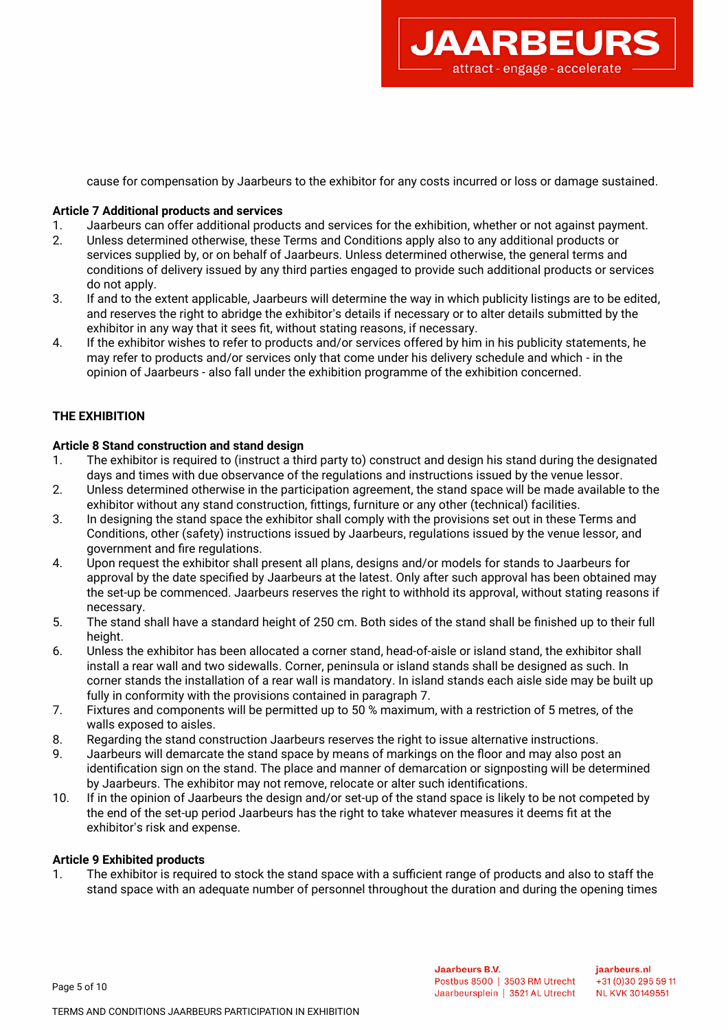cause for compensation by Jaarbeurs to the exhibitor for any costs incurred or loss or damage sustained.

**Article 7 Additional products and services**

1. Jaarbeurs can offer additional products and services for the exhibition, whether or not against payment.
2. Unless determined otherwise, these Terms and Conditions apply also to any additional products or services supplied by, or on behalf of Jaarbeurs. Unless determined otherwise, the general terms and conditions of delivery issued by any third parties engaged to provide such additional products or services do not apply.
3. If and to the extent applicable, Jaarbeurs will determine the way in which publicity listings are to be edited, and reserves the right to abridge the exhibitor's details if necessary or to alter details submitted by the exhibitor in any way that it sees fit, without stating reasons, if necessary.
4. If the exhibitor wishes to refer to products and/or services offered by him in his publicity statements, he may refer to products and/or services only that come under his delivery schedule and which - in the opinion of Jaarbeurs - also fall under the exhibition programme of the exhibition concerned.

**THE EXHIBITION**

**Article 8 Stand construction and stand design**

1. The exhibitor is required to (instruct a third party to) construct and design his stand during the designated days and times with due observance of the regulations and instructions issued by the venue lessor.
2. Unless determined otherwise in the participation agreement, the stand space will be made available to the exhibitor without any stand construction, fittings, furniture or any other (technical) facilities.
3. In designing the stand space the exhibitor shall comply with the provisions set out in these Terms and Conditions, other (safety) instructions issued by Jaarbeurs, regulations issued by the venue lessor, and government and fire regulations.
4. Upon request the exhibitor shall present all plans, designs and/or models for stands to Jaarbeurs for approval by the date specified by Jaarbeurs at the latest. Only after such approval has been obtained may the set-up be commenced. Jaarbeurs reserves the right to withhold its approval, without stating reasons if necessary.
5. The stand shall have a standard height of 250 cm. Both sides of the stand shall be finished up to their full height.
6. Unless the exhibitor has been allocated a corner stand, head-of-aisle or island stand, the exhibitor shall install a rear wall and two sidewalls. Corner, peninsula or island stands shall be designed as such. In corner stands the installation of a rear wall is mandatory. In island stands each aisle side may be built up fully in conformity with the provisions contained in paragraph 7.
7. Fixtures and components will be permitted up to 50 % maximum, with a restriction of 5 metres, of the walls exposed to aisles.
8. Regarding the stand construction Jaarbeurs reserves the right to issue alternative instructions.
9. Jaarbeurs will demarcate the stand space by means of markings on the floor and may also post an identification sign on the stand. The place and manner of demarcation or signposting will be determined by Jaarbeurs. The exhibitor may not remove, relocate or alter such identifications.
10. If in the opinion of Jaarbeurs the design and/or set-up of the stand space is likely to be not competed by the end of the set-up period Jaarbeurs has the right to take whatever measures it deems fit at the exhibitor's risk and expense.

**Article 9 Exhibited products**

1. The exhibitor is required to stock the stand space with a sufficient range of products and also to staff the stand space with an adequate number of personnel throughout the duration and during the opening times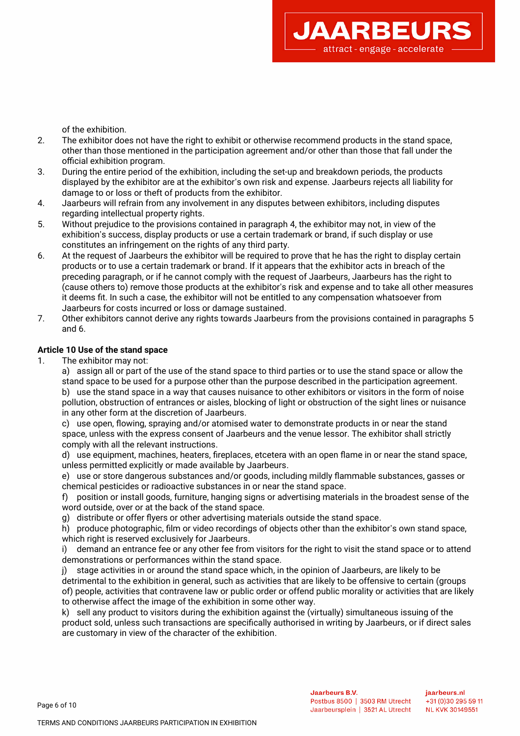of the exhibition.

2. The exhibitor does not have the right to exhibit or otherwise recommend products in the stand space, other than those mentioned in the participation agreement and/or other than those that fall under the official exhibition program.
3. During the entire period of the exhibition, including the set-up and breakdown periods, the products displayed by the exhibitor are at the exhibitor's own risk and expense. Jaarbeurs rejects all liability for damage to or loss or theft of products from the exhibitor.
4. Jaarbeurs will refrain from any involvement in any disputes between exhibitors, including disputes regarding intellectual property rights.
5. Without prejudice to the provisions contained in paragraph 4, the exhibitor may not, in view of the exhibition's success, display products or use a certain trademark or brand, if such display or use constitutes an infringement on the rights of any third party.
6. At the request of Jaarbeurs the exhibitor will be required to prove that he has the right to display certain products or to use a certain trademark or brand. If it appears that the exhibitor acts in breach of the preceding paragraph, or if he cannot comply with the request of Jaarbeurs, Jaarbeurs has the right to (cause others to) remove those products at the exhibitor's risk and expense and to take all other measures it deems fit. In such a case, the exhibitor will not be entitled to any compensation whatsoever from Jaarbeurs for costs incurred or loss or damage sustained.
7. Other exhibitors cannot derive any rights towards Jaarbeurs from the provisions contained in paragraphs 5 and 6.

**Article 10 Use of the stand space**

1. The exhibitor may not:

   a) assign all or part of the use of the stand space to third parties or to use the stand space or allow the stand space to be used for a purpose other than the purpose described in the participation agreement.

   b) use the stand space in a way that causes nuisance to other exhibitors or visitors in the form of noise pollution, obstruction of entrances or aisles, blocking of light or obstruction of the sight lines or nuisance in any other form at the discretion of Jaarbeurs.

   c) use open, flowing, spraying and/or atomised water to demonstrate products in or near the stand space, unless with the express consent of Jaarbeurs and the venue lessor. The exhibitor shall strictly comply with all the relevant instructions.

   d) use equipment, machines, heaters, fireplaces, etcetera with an open flame in or near the stand space, unless permitted explicitly or made available by Jaarbeurs.

   e) use or store dangerous substances and/or goods, including mildly flammable substances, gasses or chemical pesticides or radioactive substances in or near the stand space.

   f) position or install goods, furniture, hanging signs or advertising materials in the broadest sense of the word outside, over or at the back of the stand space.

   g) distribute or offer flyers or other advertising materials outside the stand space.

   h) produce photographic, film or video recordings of objects other than the exhibitor's own stand space, which right is reserved exclusively for Jaarbeurs.

   i) demand an entrance fee or any other fee from visitors for the right to visit the stand space or to attend demonstrations or performances within the stand space.

   j) stage activities in or around the stand space which, in the opinion of Jaarbeurs, are likely to be detrimental to the exhibition in general, such as activities that are likely to be offensive to certain (groups of) people, activities that contravene law or public order or offend public morality or activities that are likely to otherwise affect the image of the exhibition in some other way.

   k) sell any product to visitors during the exhibition against the (virtually) simultaneous issuing of the product sold, unless such transactions are specifically authorised in writing by Jaarbeurs, or if direct sales are customary in view of the character of the exhibition.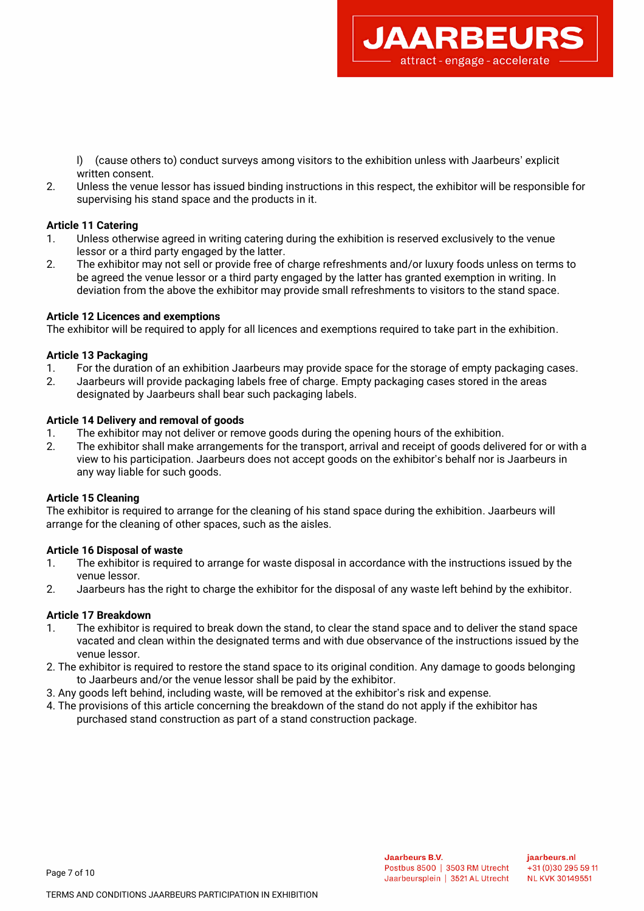l) (cause others to) conduct surveys among visitors to the exhibition unless with Jaarbeurs' explicit written consent.

2. Unless the venue lessor has issued binding instructions in this respect, the exhibitor will be responsible for supervising his stand space and the products in it.

**Article 11 Catering**

1. Unless otherwise agreed in writing catering during the exhibition is reserved exclusively to the venue lessor or a third party engaged by the latter.
2. The exhibitor may not sell or provide free of charge refreshments and/or luxury foods unless on terms to be agreed the venue lessor or a third party engaged by the latter has granted exemption in writing. In deviation from the above the exhibitor may provide small refreshments to visitors to the stand space.

**Article 12 Licences and exemptions**

The exhibitor will be required to apply for all licences and exemptions required to take part in the exhibition.

**Article 13 Packaging**

1. For the duration of an exhibition Jaarbeurs may provide space for the storage of empty packaging cases.
2. Jaarbeurs will provide packaging labels free of charge. Empty packaging cases stored in the areas designated by Jaarbeurs shall bear such packaging labels.

**Article 14 Delivery and removal of goods**

1. The exhibitor may not deliver or remove goods during the opening hours of the exhibition.
2. The exhibitor shall make arrangements for the transport, arrival and receipt of goods delivered for or with a view to his participation. Jaarbeurs does not accept goods on the exhibitor's behalf nor is Jaarbeurs in any way liable for such goods.

**Article 15 Cleaning**

The exhibitor is required to arrange for the cleaning of his stand space during the exhibition. Jaarbeurs will arrange for the cleaning of other spaces, such as the aisles.

**Article 16 Disposal of waste**

1. The exhibitor is required to arrange for waste disposal in accordance with the instructions issued by the venue lessor.
2. Jaarbeurs has the right to charge the exhibitor for the disposal of any waste left behind by the exhibitor.

**Article 17 Breakdown**

1. The exhibitor is required to break down the stand, to clear the stand space and to deliver the stand space vacated and clean within the designated terms and with due observance of the instructions issued by the venue lessor.
2. The exhibitor is required to restore the stand space to its original condition. Any damage to goods belonging to Jaarbeurs and/or the venue lessor shall be paid by the exhibitor.
3. Any goods left behind, including waste, will be removed at the exhibitor's risk and expense.
4. The provisions of this article concerning the breakdown of the stand do not apply if the exhibitor has purchased stand construction as part of a stand construction package.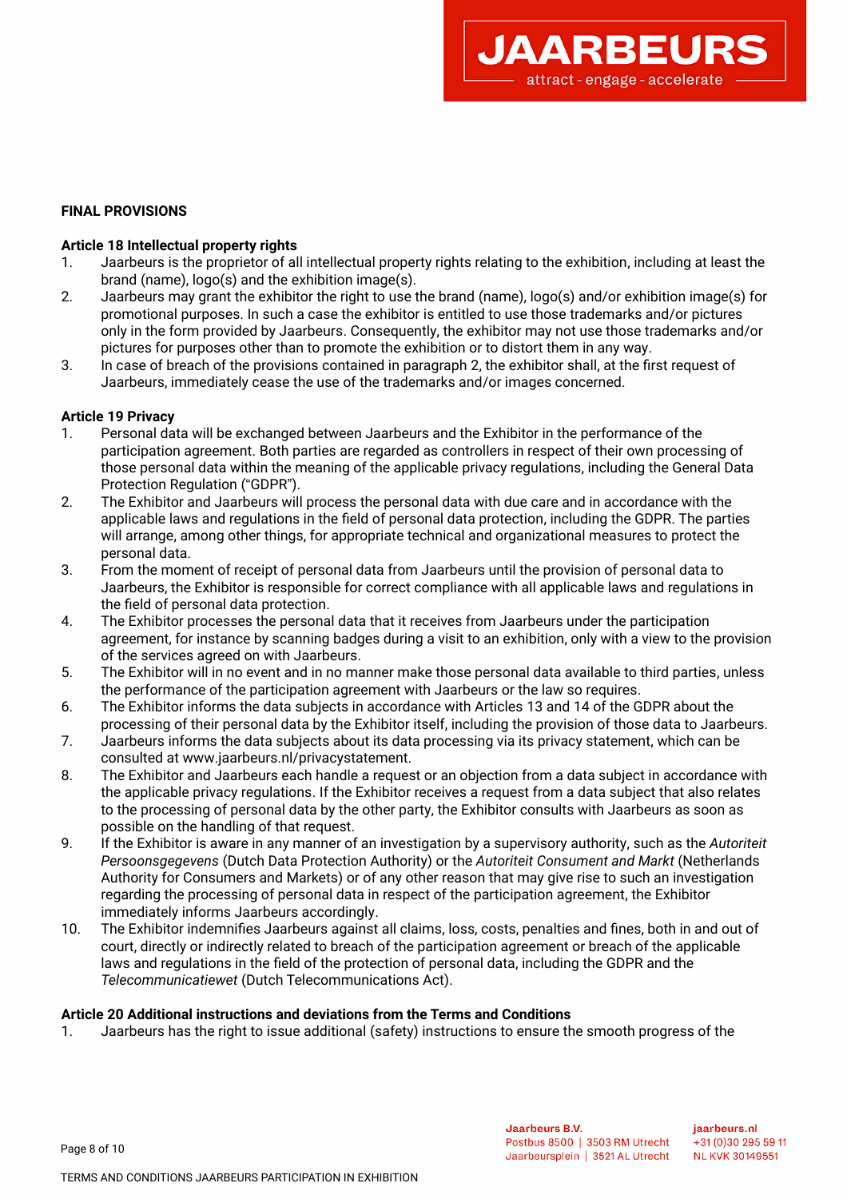**FINAL PROVISIONS**

**Article 18 Intellectual property rights**

1. Jaarbeurs is the proprietor of all intellectual property rights relating to the exhibition, including at least the brand (name), logo(s) and the exhibition image(s).
2. Jaarbeurs may grant the exhibitor the right to use the brand (name), logo(s) and/or exhibition image(s) for promotional purposes. In such a case the exhibitor is entitled to use those trademarks and/or pictures only in the form provided by Jaarbeurs. Consequently, the exhibitor may not use those trademarks and/or pictures for purposes other than to promote the exhibition or to distort them in any way.
3. In case of breach of the provisions contained in paragraph 2, the exhibitor shall, at the first request of Jaarbeurs, immediately cease the use of the trademarks and/or images concerned.

**Article 19 Privacy**

1. Personal data will be exchanged between Jaarbeurs and the Exhibitor in the performance of the participation agreement. Both parties are regarded as controllers in respect of their own processing of those personal data within the meaning of the applicable privacy regulations, including the General Data Protection Regulation ("GDPR").
2. The Exhibitor and Jaarbeurs will process the personal data with due care and in accordance with the applicable laws and regulations in the field of personal data protection, including the GDPR. The parties will arrange, among other things, for appropriate technical and organizational measures to protect the personal data.
3. From the moment of receipt of personal data from Jaarbeurs until the provision of personal data to Jaarbeurs, the Exhibitor is responsible for correct compliance with all applicable laws and regulations in the field of personal data protection.
4. The Exhibitor processes the personal data that it receives from Jaarbeurs under the participation agreement, for instance by scanning badges during a visit to an exhibition, only with a view to the provision of the services agreed on with Jaarbeurs.
5. The Exhibitor will in no event and in no manner make those personal data available to third parties, unless the performance of the participation agreement with Jaarbeurs or the law so requires.
6. The Exhibitor informs the data subjects in accordance with Articles 13 and 14 of the GDPR about the processing of their personal data by the Exhibitor itself, including the provision of those data to Jaarbeurs.
7. Jaarbeurs informs the data subjects about its data processing via its privacy statement, which can be consulted at www.jaarbeurs.nl/privacystatement.
8. The Exhibitor and Jaarbeurs each handle a request or an objection from a data subject in accordance with the applicable privacy regulations. If the Exhibitor receives a request from a data subject that also relates to the processing of personal data by the other party, the Exhibitor consults with Jaarbeurs as soon as possible on the handling of that request.
9. If the Exhibitor is aware in any manner of an investigation by a supervisory authority, such as the *Autoriteit Persoonsgegevens* (Dutch Data Protection Authority) or the *Autoriteit Consument and Markt* (Netherlands Authority for Consumers and Markets) or of any other reason that may give rise to such an investigation regarding the processing of personal data in respect of the participation agreement, the Exhibitor immediately informs Jaarbeurs accordingly.
10. The Exhibitor indemnifies Jaarbeurs against all claims, loss, costs, penalties and fines, both in and out of court, directly or indirectly related to breach of the participation agreement or breach of the applicable laws and regulations in the field of the protection of personal data, including the GDPR and the *Telecommunicatiewet* (Dutch Telecommunications Act).

**Article 20 Additional instructions and deviations from the Terms and Conditions**

1. Jaarbeurs has the right to issue additional (safety) instructions to ensure the smooth progress of the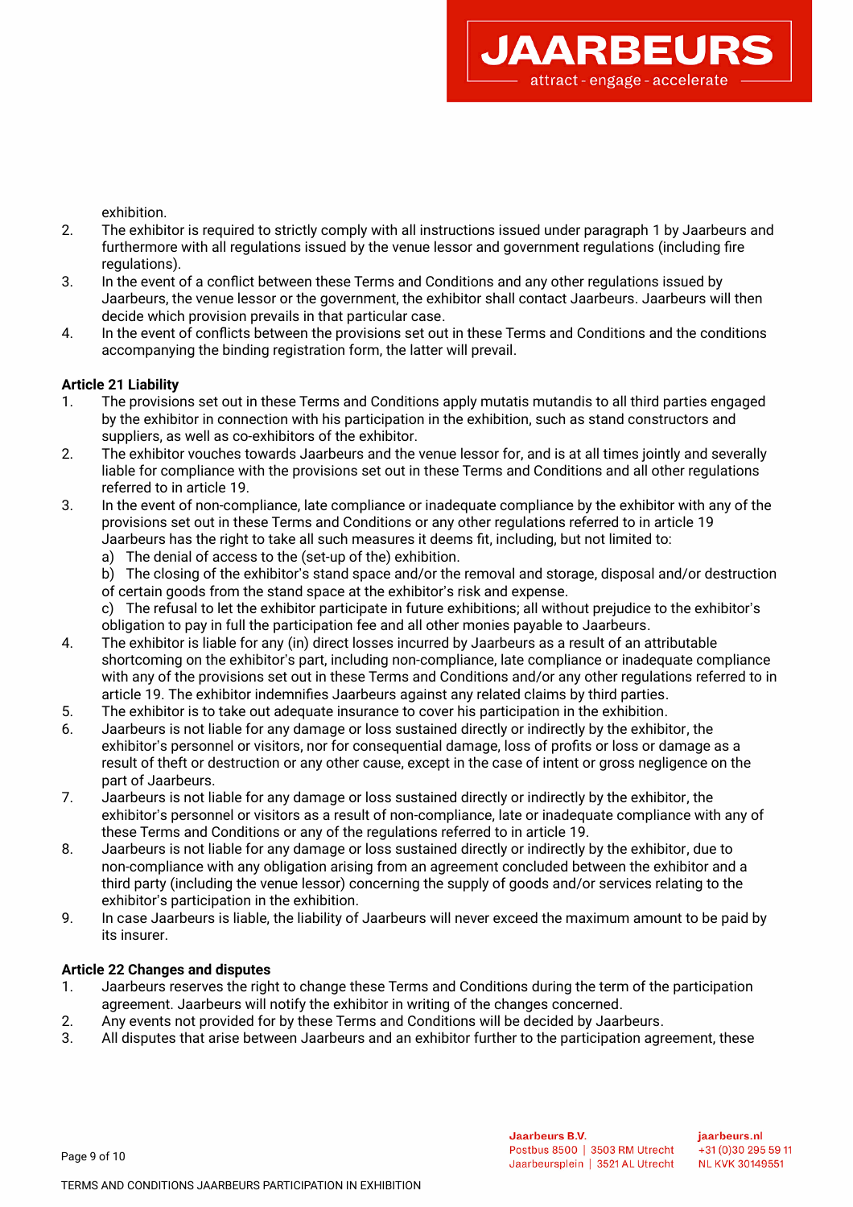exhibition.

2. The exhibitor is required to strictly comply with all instructions issued under paragraph 1 by Jaarbeurs and furthermore with all regulations issued by the venue lessor and government regulations (including fire regulations).
3. In the event of a conflict between these Terms and Conditions and any other regulations issued by Jaarbeurs, the venue lessor or the government, the exhibitor shall contact Jaarbeurs. Jaarbeurs will then decide which provision prevails in that particular case.
4. In the event of conflicts between the provisions set out in these Terms and Conditions and the conditions accompanying the binding registration form, the latter will prevail.

**Article 21 Liability**

1. The provisions set out in these Terms and Conditions apply mutatis mutandis to all third parties engaged by the exhibitor in connection with his participation in the exhibition, such as stand constructors and suppliers, as well as co-exhibitors of the exhibitor.
2. The exhibitor vouches towards Jaarbeurs and the venue lessor for, and is at all times jointly and severally liable for compliance with the provisions set out in these Terms and Conditions and all other regulations referred to in article 19.
3. In the event of non-compliance, late compliance or inadequate compliance by the exhibitor with any of the provisions set out in these Terms and Conditions or any other regulations referred to in article 19 Jaarbeurs has the right to take all such measures it deems fit, including, but not limited to:
   a) The denial of access to the (set-up of the) exhibition.
   b) The closing of the exhibitor's stand space and/or the removal and storage, disposal and/or destruction of certain goods from the stand space at the exhibitor's risk and expense.
   c) The refusal to let the exhibitor participate in future exhibitions; all without prejudice to the exhibitor's obligation to pay in full the participation fee and all other monies payable to Jaarbeurs.
4. The exhibitor is liable for any (in) direct losses incurred by Jaarbeurs as a result of an attributable shortcoming on the exhibitor's part, including non-compliance, late compliance or inadequate compliance with any of the provisions set out in these Terms and Conditions and/or any other regulations referred to in article 19. The exhibitor indemnifies Jaarbeurs against any related claims by third parties.
5. The exhibitor is to take out adequate insurance to cover his participation in the exhibition.
6. Jaarbeurs is not liable for any damage or loss sustained directly or indirectly by the exhibitor, the exhibitor's personnel or visitors, nor for consequential damage, loss of profits or loss or damage as a result of theft or destruction or any other cause, except in the case of intent or gross negligence on the part of Jaarbeurs.
7. Jaarbeurs is not liable for any damage or loss sustained directly or indirectly by the exhibitor, the exhibitor's personnel or visitors as a result of non-compliance, late or inadequate compliance with any of these Terms and Conditions or any of the regulations referred to in article 19.
8. Jaarbeurs is not liable for any damage or loss sustained directly or indirectly by the exhibitor, due to non-compliance with any obligation arising from an agreement concluded between the exhibitor and a third party (including the venue lessor) concerning the supply of goods and/or services relating to the exhibitor's participation in the exhibition.
9. In case Jaarbeurs is liable, the liability of Jaarbeurs will never exceed the maximum amount to be paid by its insurer.

**Article 22 Changes and disputes**

1. Jaarbeurs reserves the right to change these Terms and Conditions during the term of the participation agreement. Jaarbeurs will notify the exhibitor in writing of the changes concerned.
2. Any events not provided for by these Terms and Conditions will be decided by Jaarbeurs.
3. All disputes that arise between Jaarbeurs and an exhibitor further to the participation agreement, these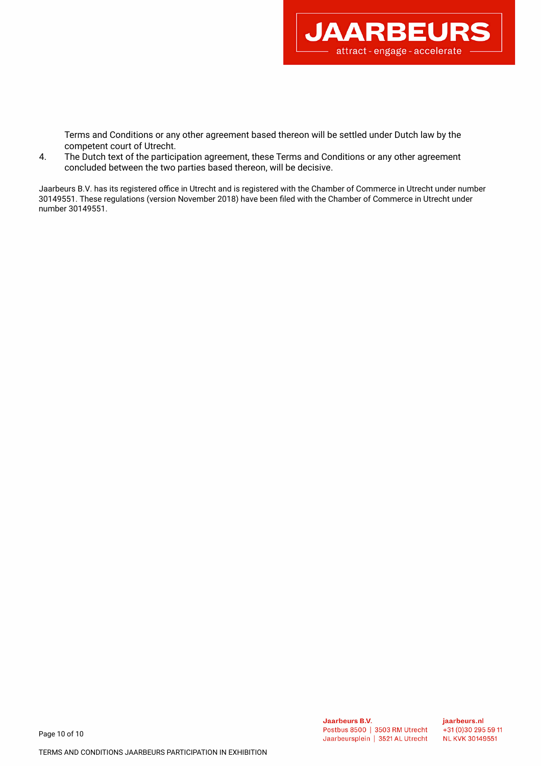Terms and Conditions or any other agreement based thereon will be settled under Dutch law by the competent court of Utrecht.

4. The Dutch text of the participation agreement, these Terms and Conditions or any other agreement concluded between the two parties based thereon, will be decisive.

Jaarbeurs B.V. has its registered office in Utrecht and is registered with the Chamber of Commerce in Utrecht under number 30149551. These regulations (version November 2018) have been filed with the Chamber of Commerce in Utrecht under number 30149551.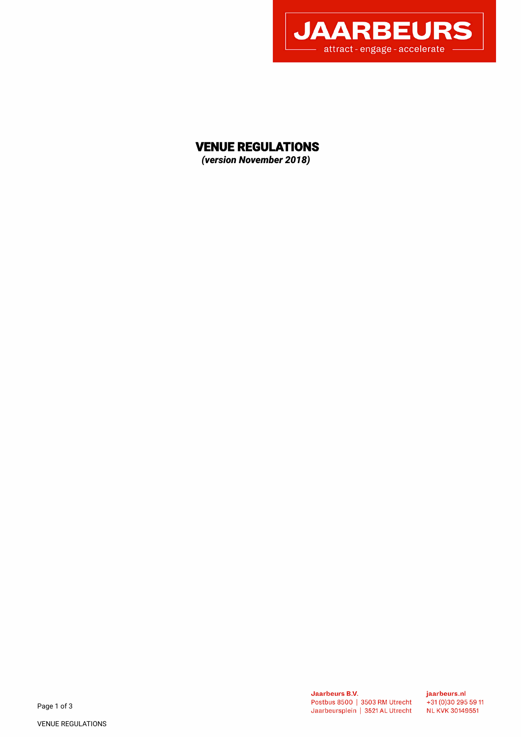# VENUE REGULATIONS

***(version November 2018)***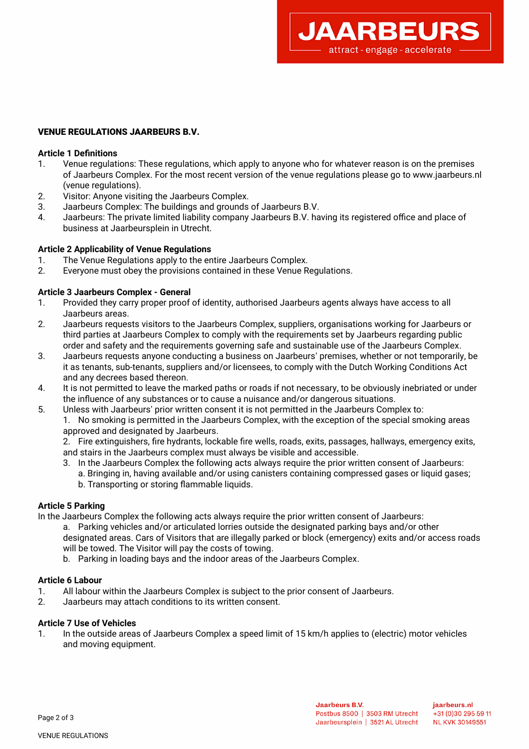## VENUE REGULATIONS JAARBEURS B.V.

### Article 1 Definitions

1. Venue regulations: These regulations, which apply to anyone who for whatever reason is on the premises of Jaarbeurs Complex. For the most recent version of the venue regulations please go to www.jaarbeurs.nl (venue regulations).
2. Visitor: Anyone visiting the Jaarbeurs Complex.
3. Jaarbeurs Complex: The buildings and grounds of Jaarbeurs B.V.
4. Jaarbeurs: The private limited liability company Jaarbeurs B.V. having its registered office and place of business at Jaarbeursplein in Utrecht.

### Article 2 Applicability of Venue Regulations

1. The Venue Regulations apply to the entire Jaarbeurs Complex.
2. Everyone must obey the provisions contained in these Venue Regulations.

### Article 3 Jaarbeurs Complex - General

1. Provided they carry proper proof of identity, authorised Jaarbeurs agents always have access to all Jaarbeurs areas.
2. Jaarbeurs requests visitors to the Jaarbeurs Complex, suppliers, organisations working for Jaarbeurs or third parties at Jaarbeurs Complex to comply with the requirements set by Jaarbeurs regarding public order and safety and the requirements governing safe and sustainable use of the Jaarbeurs Complex.
3. Jaarbeurs requests anyone conducting a business on Jaarbeurs' premises, whether or not temporarily, be it as tenants, sub-tenants, suppliers and/or licensees, to comply with the Dutch Working Conditions Act and any decrees based thereon.
4. It is not permitted to leave the marked paths or roads if not necessary, to be obviously inebriated or under the influence of any substances or to cause a nuisance and/or dangerous situations.
5. Unless with Jaarbeurs' prior written consent it is not permitted in the Jaarbeurs Complex to:
   1. No smoking is permitted in the Jaarbeurs Complex, with the exception of the special smoking areas approved and designated by Jaarbeurs.
   2. Fire extinguishers, fire hydrants, lockable fire wells, roads, exits, passages, hallways, emergency exits, and stairs in the Jaarbeurs complex must always be visible and accessible.
   3. In the Jaarbeurs Complex the following acts always require the prior written consent of Jaarbeurs:
      a. Bringing in, having available and/or using canisters containing compressed gases or liquid gases;
      b. Transporting or storing flammable liquids.

### Article 5 Parking

In the Jaarbeurs Complex the following acts always require the prior written consent of Jaarbeurs:

a. Parking vehicles and/or articulated lorries outside the designated parking bays and/or other designated areas. Cars of Visitors that are illegally parked or block (emergency) exits and/or access roads will be towed. The Visitor will pay the costs of towing.
b. Parking in loading bays and the indoor areas of the Jaarbeurs Complex.

### Article 6 Labour

1. All labour within the Jaarbeurs Complex is subject to the prior consent of Jaarbeurs.
2. Jaarbeurs may attach conditions to its written consent.

### Article 7 Use of Vehicles

1. In the outside areas of Jaarbeurs Complex a speed limit of 15 km/h applies to (electric) motor vehicles and moving equipment.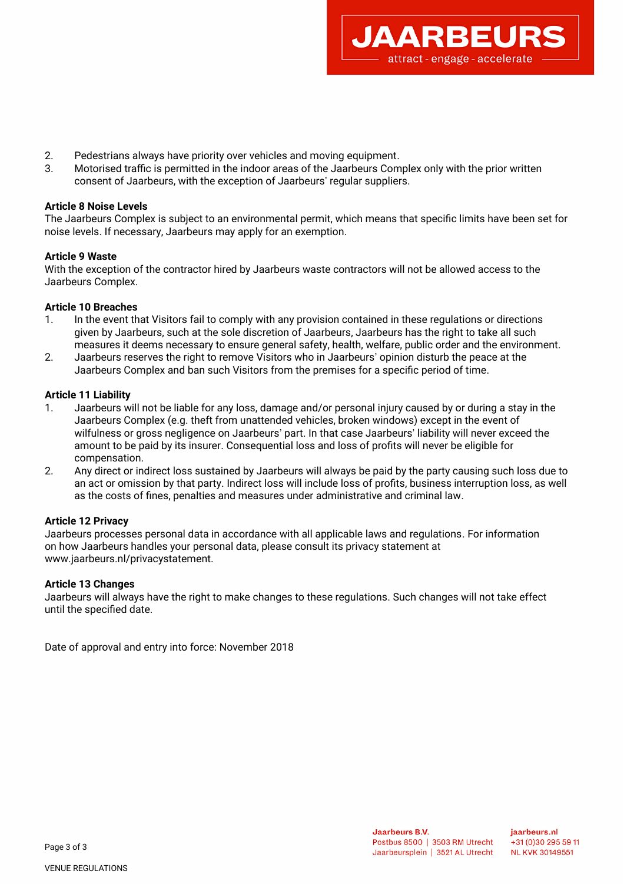2. Pedestrians always have priority over vehicles and moving equipment.
3. Motorised traffic is permitted in the indoor areas of the Jaarbeurs Complex only with the prior written consent of Jaarbeurs, with the exception of Jaarbeurs' regular suppliers.

**Article 8 Noise Levels**
The Jaarbeurs Complex is subject to an environmental permit, which means that specific limits have been set for noise levels. If necessary, Jaarbeurs may apply for an exemption.

**Article 9 Waste**
With the exception of the contractor hired by Jaarbeurs waste contractors will not be allowed access to the Jaarbeurs Complex.

**Article 10 Breaches**
1. In the event that Visitors fail to comply with any provision contained in these regulations or directions given by Jaarbeurs, such at the sole discretion of Jaarbeurs, Jaarbeurs has the right to take all such measures it deems necessary to ensure general safety, health, welfare, public order and the environment.
2. Jaarbeurs reserves the right to remove Visitors who in Jaarbeurs' opinion disturb the peace at the Jaarbeurs Complex and ban such Visitors from the premises for a specific period of time.

**Article 11 Liability**
1. Jaarbeurs will not be liable for any loss, damage and/or personal injury caused by or during a stay in the Jaarbeurs Complex (e.g. theft from unattended vehicles, broken windows) except in the event of wilfulness or gross negligence on Jaarbeurs' part. In that case Jaarbeurs' liability will never exceed the amount to be paid by its insurer. Consequential loss and loss of profits will never be eligible for compensation.
2. Any direct or indirect loss sustained by Jaarbeurs will always be paid by the party causing such loss due to an act or omission by that party. Indirect loss will include loss of profits, business interruption loss, as well as the costs of fines, penalties and measures under administrative and criminal law.

**Article 12 Privacy**
Jaarbeurs processes personal data in accordance with all applicable laws and regulations. For information on how Jaarbeurs handles your personal data, please consult its privacy statement at www.jaarbeurs.nl/privacystatement.

**Article 13 Changes**
Jaarbeurs will always have the right to make changes to these regulations. Such changes will not take effect until the specified date.

Date of approval and entry into force: November 2018